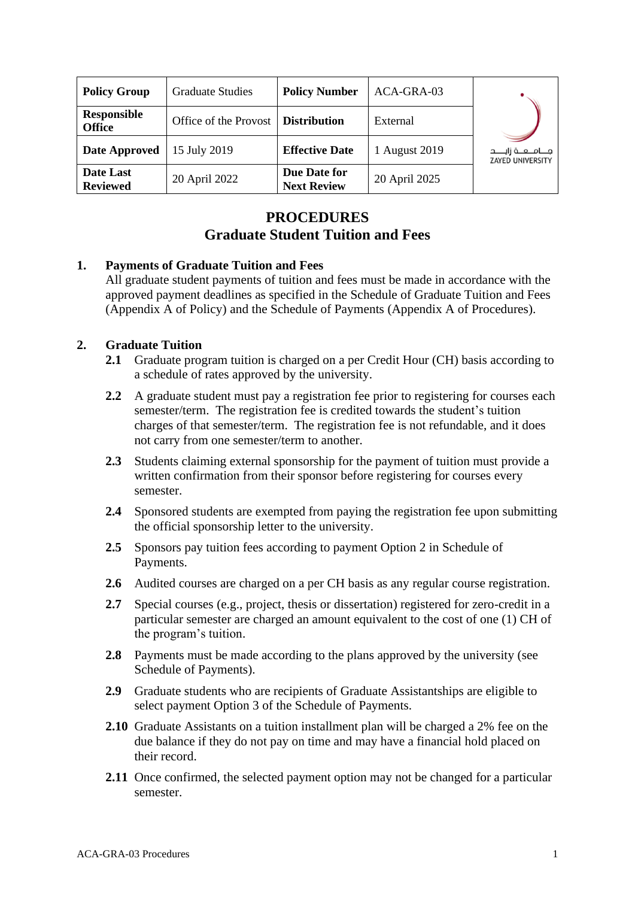| Policy Group | Graduate Studies | Policy Number | ACA-GRA-03 | جـــامـــعـــة زايـــد ZAYED UNIVERSITY |
|---|---|---|---|---|
| Responsible Office | Office of the Provost | Distribution | External | |
| Date Approved | 15 July 2019 | Effective Date | 1 August 2019 | |
| Date Last Reviewed | 20 April 2022 | Due Date for Next Review | 20 April 2025 | |

# PROCEDURES
# Graduate Student Tuition and Fees

## 1. Payments of Graduate Tuition and Fees

All graduate student payments of tuition and fees must be made in accordance with the approved payment deadlines as specified in the Schedule of Graduate Tuition and Fees (Appendix A of Policy) and the Schedule of Payments (Appendix A of Procedures).

## 2. Graduate Tuition

**2.1** Graduate program tuition is charged on a per Credit Hour (CH) basis according to a schedule of rates approved by the university.

**2.2** A graduate student must pay a registration fee prior to registering for courses each semester/term. The registration fee is credited towards the student's tuition charges of that semester/term. The registration fee is not refundable, and it does not carry from one semester/term to another.

**2.3** Students claiming external sponsorship for the payment of tuition must provide a written confirmation from their sponsor before registering for courses every semester.

**2.4** Sponsored students are exempted from paying the registration fee upon submitting the official sponsorship letter to the university.

**2.5** Sponsors pay tuition fees according to payment Option 2 in Schedule of Payments.

**2.6** Audited courses are charged on a per CH basis as any regular course registration.

**2.7** Special courses (e.g., project, thesis or dissertation) registered for zero-credit in a particular semester are charged an amount equivalent to the cost of one (1) CH of the program's tuition.

**2.8** Payments must be made according to the plans approved by the university (see Schedule of Payments).

**2.9** Graduate students who are recipients of Graduate Assistantships are eligible to select payment Option 3 of the Schedule of Payments.

**2.10** Graduate Assistants on a tuition installment plan will be charged a 2% fee on the due balance if they do not pay on time and may have a financial hold placed on their record.

**2.11** Once confirmed, the selected payment option may not be changed for a particular semester.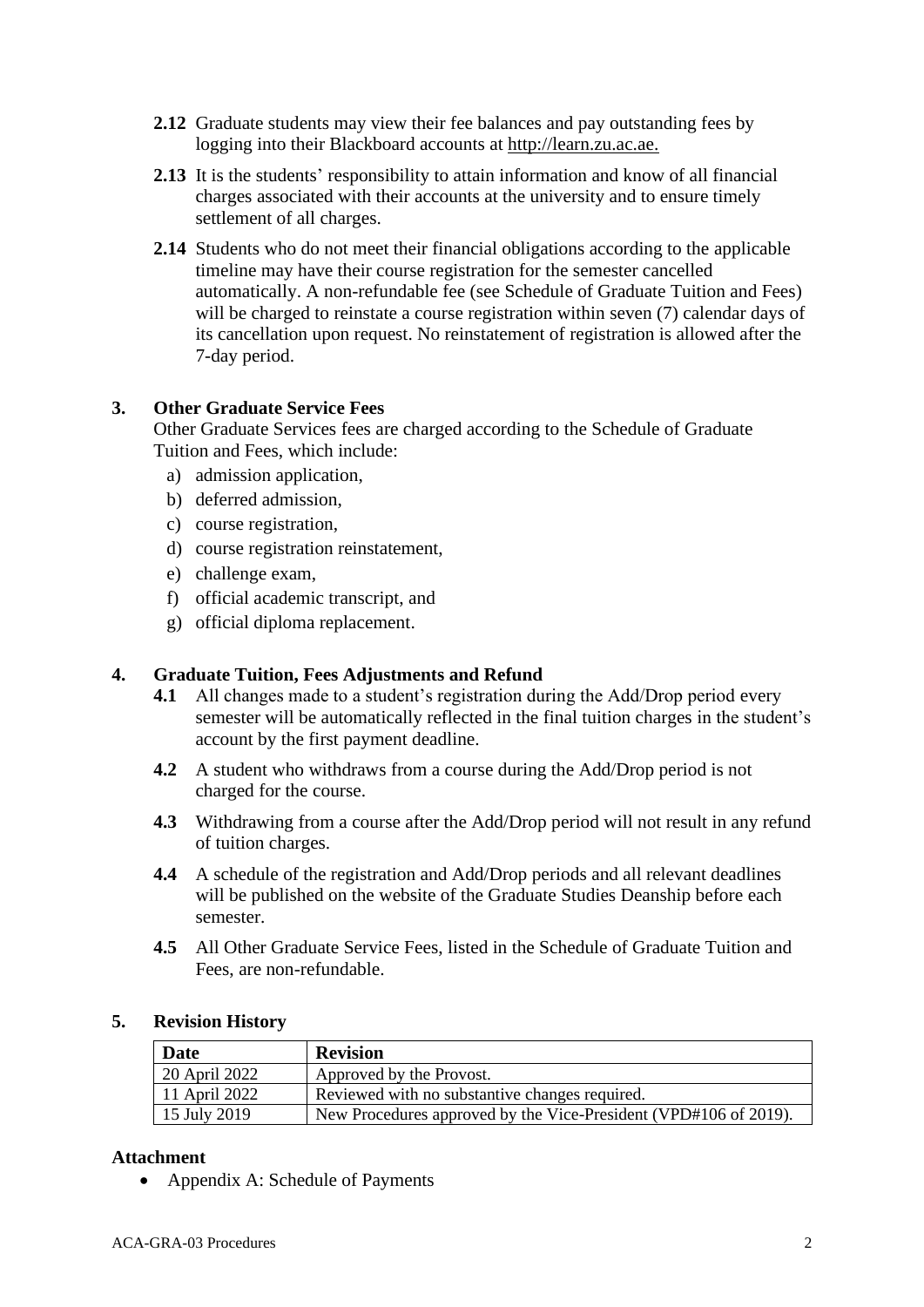**2.12** Graduate students may view their fee balances and pay outstanding fees by logging into their Blackboard accounts at http://learn.zu.ac.ae.

**2.13** It is the students' responsibility to attain information and know of all financial charges associated with their accounts at the university and to ensure timely settlement of all charges.

**2.14** Students who do not meet their financial obligations according to the applicable timeline may have their course registration for the semester cancelled automatically. A non-refundable fee (see Schedule of Graduate Tuition and Fees) will be charged to reinstate a course registration within seven (7) calendar days of its cancellation upon request. No reinstatement of registration is allowed after the 7-day period.

## 3. Other Graduate Service Fees

Other Graduate Services fees are charged according to the Schedule of Graduate Tuition and Fees, which include:

a) admission application,
b) deferred admission,
c) course registration,
d) course registration reinstatement,
e) challenge exam,
f) official academic transcript, and
g) official diploma replacement.

## 4. Graduate Tuition, Fees Adjustments and Refund

**4.1** All changes made to a student's registration during the Add/Drop period every semester will be automatically reflected in the final tuition charges in the student's account by the first payment deadline.

**4.2** A student who withdraws from a course during the Add/Drop period is not charged for the course.

**4.3** Withdrawing from a course after the Add/Drop period will not result in any refund of tuition charges.

**4.4** A schedule of the registration and Add/Drop periods and all relevant deadlines will be published on the website of the Graduate Studies Deanship before each semester.

**4.5** All Other Graduate Service Fees, listed in the Schedule of Graduate Tuition and Fees, are non-refundable.

## 5. Revision History

| Date | Revision |
|---|---|
| 20 April 2022 | Approved by the Provost. |
| 11 April 2022 | Reviewed with no substantive changes required. |
| 15 July 2019 | New Procedures approved by the Vice-President (VPD#106 of 2019). |

## Attachment

- Appendix A: Schedule of Payments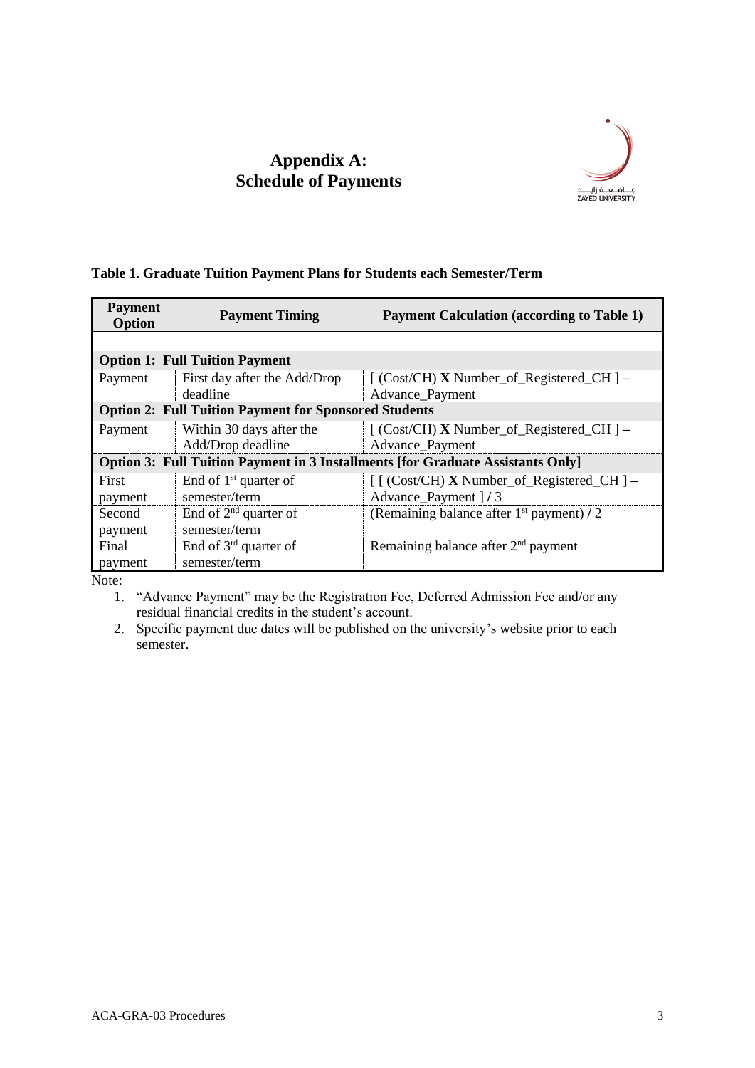# Appendix A:
# Schedule of Payments

**Table 1. Graduate Tuition Payment Plans for Students each Semester/Term**

| Payment Option | Payment Timing | Payment Calculation (according to Table 1) |
|---|---|---|
| **Option 1: Full Tuition Payment** | | |
| Payment | First day after the Add/Drop deadline | [ (Cost/CH) **X** Number_of_Registered_CH ] – Advance_Payment |
| **Option 2: Full Tuition Payment for Sponsored Students** | | |
| Payment | Within 30 days after the Add/Drop deadline | [ (Cost/CH) **X** Number_of_Registered_CH ] – Advance_Payment |
| **Option 3: Full Tuition Payment in 3 Installments [for Graduate Assistants Only]** | | |
| First payment | End of 1st quarter of semester/term | [ [ (Cost/CH) **X** Number_of_Registered_CH ] – Advance_Payment ] **/** 3 |
| Second payment | End of 2nd quarter of semester/term | (Remaining balance after 1st payment) **/** 2 |
| Final payment | End of 3rd quarter of semester/term | Remaining balance after 2nd payment |

Note:

1. "Advance Payment" may be the Registration Fee, Deferred Admission Fee and/or any residual financial credits in the student's account.
2. Specific payment due dates will be published on the university's website prior to each semester.